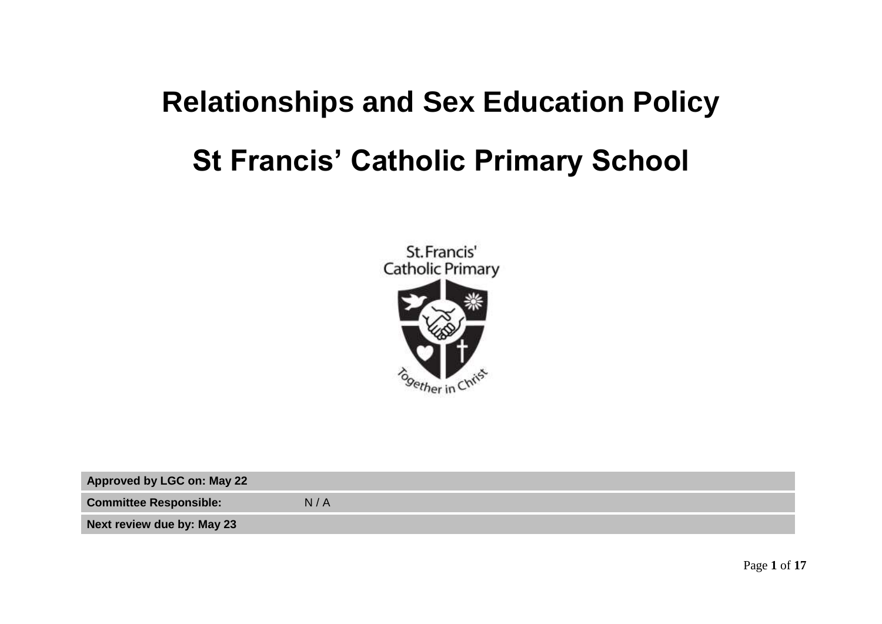# Relationships and Sex Education Policy

# St Francis' Catholic Primary School

| | |
|---|---|
| **Approved by LGC on: May 22** | |
| **Committee Responsible:** | N / A |
| **Next review due by: May 23** | |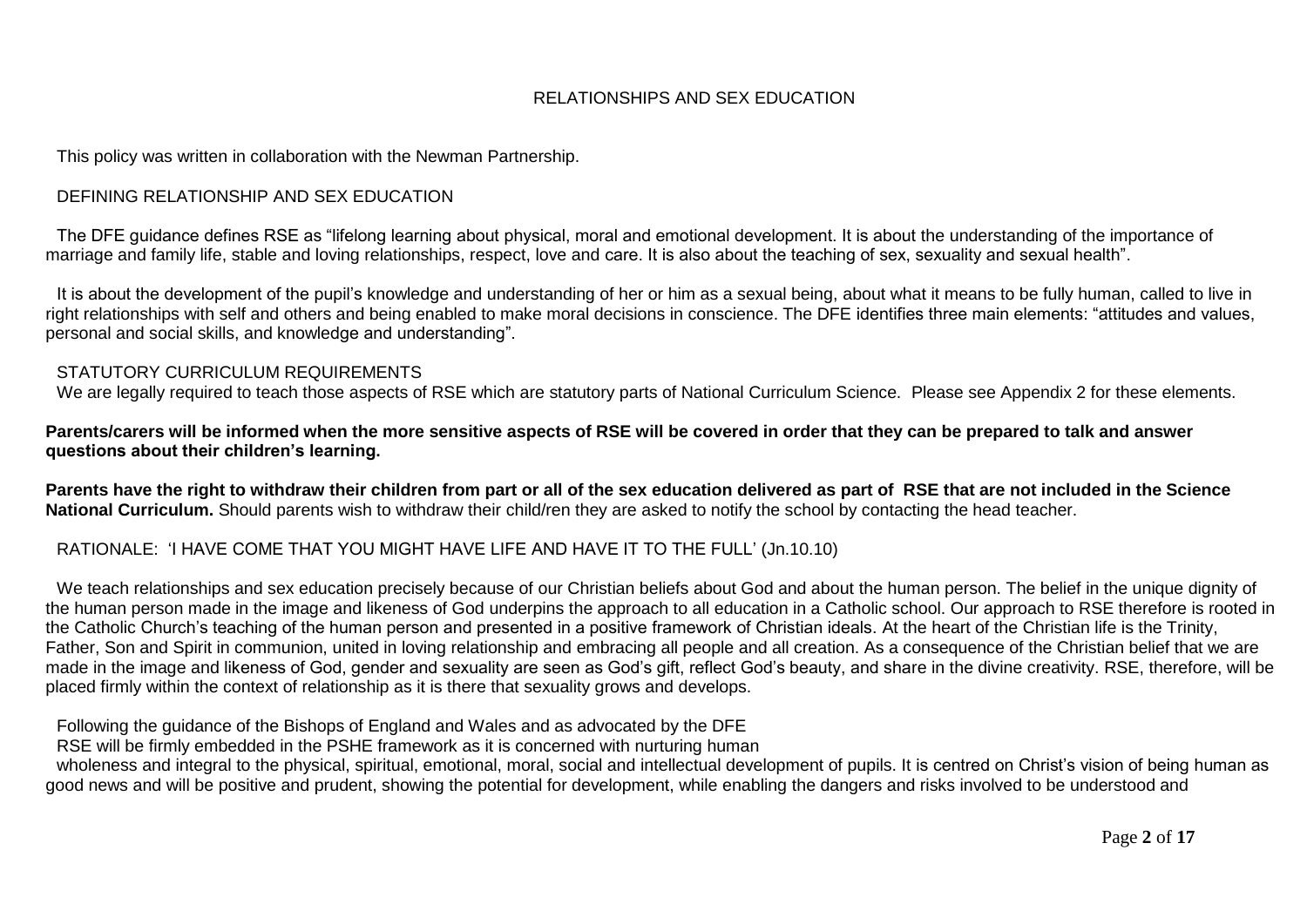# RELATIONSHIPS AND SEX EDUCATION

This policy was written in collaboration with the Newman Partnership.

## DEFINING RELATIONSHIP AND SEX EDUCATION

The DFE guidance defines RSE as "lifelong learning about physical, moral and emotional development. It is about the understanding of the importance of marriage and family life, stable and loving relationships, respect, love and care. It is also about the teaching of sex, sexuality and sexual health".

It is about the development of the pupil's knowledge and understanding of her or him as a sexual being, about what it means to be fully human, called to live in right relationships with self and others and being enabled to make moral decisions in conscience. The DFE identifies three main elements: "attitudes and values, personal and social skills, and knowledge and understanding".

## STATUTORY CURRICULUM REQUIREMENTS

We are legally required to teach those aspects of RSE which are statutory parts of National Curriculum Science. Please see Appendix 2 for these elements.

**Parents/carers will be informed when the more sensitive aspects of RSE will be covered in order that they can be prepared to talk and answer questions about their children's learning.**

**Parents have the right to withdraw their children from part or all of the sex education delivered as part of RSE that are not included in the Science National Curriculum.** Should parents wish to withdraw their child/ren they are asked to notify the school by contacting the head teacher.

## RATIONALE: 'I HAVE COME THAT YOU MIGHT HAVE LIFE AND HAVE IT TO THE FULL' (Jn.10.10)

We teach relationships and sex education precisely because of our Christian beliefs about God and about the human person. The belief in the unique dignity of the human person made in the image and likeness of God underpins the approach to all education in a Catholic school. Our approach to RSE therefore is rooted in the Catholic Church's teaching of the human person and presented in a positive framework of Christian ideals. At the heart of the Christian life is the Trinity, Father, Son and Spirit in communion, united in loving relationship and embracing all people and all creation. As a consequence of the Christian belief that we are made in the image and likeness of God, gender and sexuality are seen as God's gift, reflect God's beauty, and share in the divine creativity. RSE, therefore, will be placed firmly within the context of relationship as it is there that sexuality grows and develops.

Following the guidance of the Bishops of England and Wales and as advocated by the DFE RSE will be firmly embedded in the PSHE framework as it is concerned with nurturing human wholeness and integral to the physical, spiritual, emotional, moral, social and intellectual development of pupils. It is centred on Christ's vision of being human as good news and will be positive and prudent, showing the potential for development, while enabling the dangers and risks involved to be understood and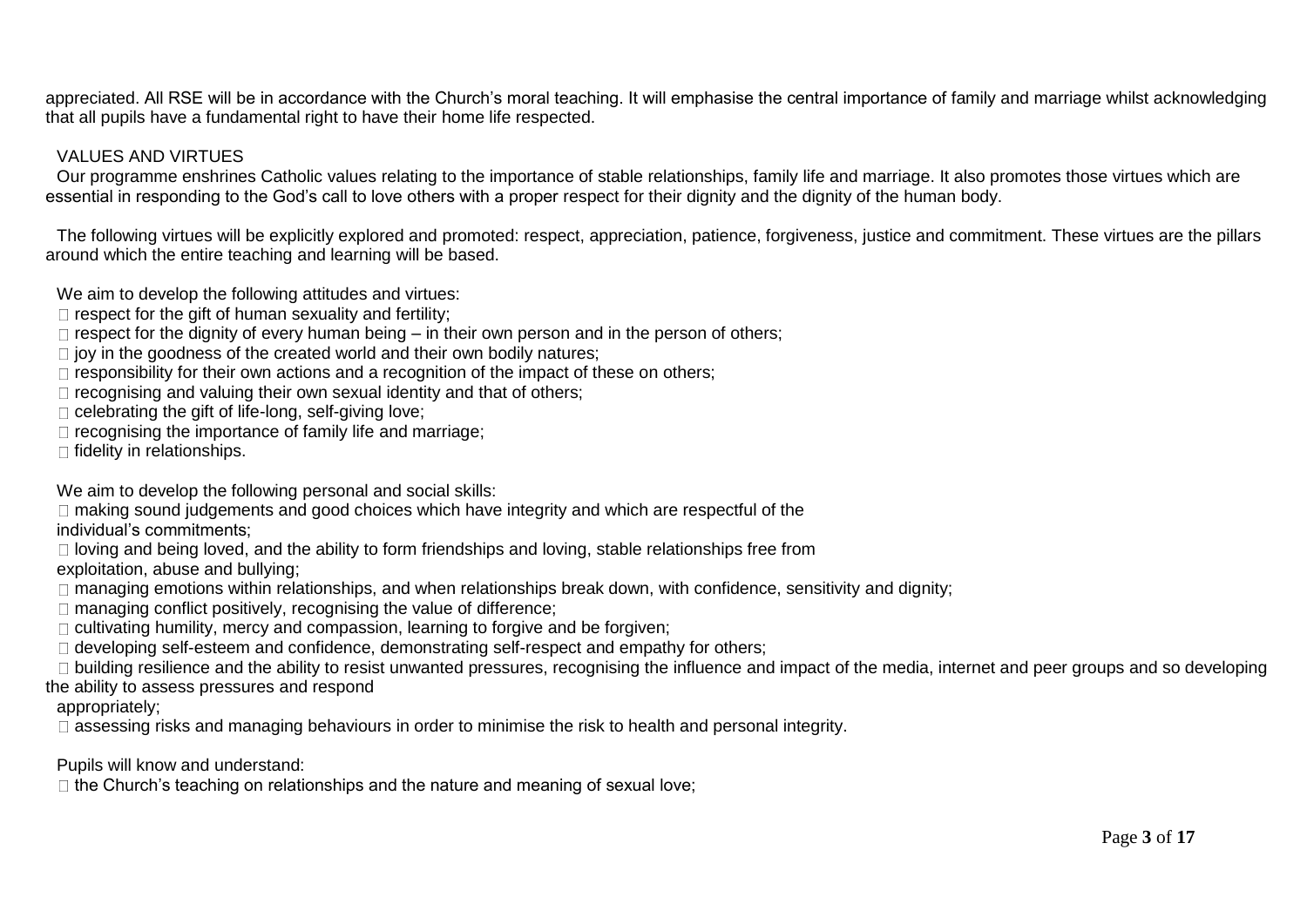appreciated. All RSE will be in accordance with the Church's moral teaching. It will emphasise the central importance of family and marriage whilst acknowledging that all pupils have a fundamental right to have their home life respected.

## VALUES AND VIRTUES

Our programme enshrines Catholic values relating to the importance of stable relationships, family life and marriage. It also promotes those virtues which are essential in responding to the God's call to love others with a proper respect for their dignity and the dignity of the human body.

The following virtues will be explicitly explored and promoted: respect, appreciation, patience, forgiveness, justice and commitment. These virtues are the pillars around which the entire teaching and learning will be based.

We aim to develop the following attitudes and virtues:

- respect for the gift of human sexuality and fertility;
- respect for the dignity of every human being – in their own person and in the person of others;
- joy in the goodness of the created world and their own bodily natures;
- responsibility for their own actions and a recognition of the impact of these on others;
- recognising and valuing their own sexual identity and that of others;
- celebrating the gift of life-long, self-giving love;
- recognising the importance of family life and marriage;
- fidelity in relationships.

We aim to develop the following personal and social skills:

- making sound judgements and good choices which have integrity and which are respectful of the individual's commitments;
- loving and being loved, and the ability to form friendships and loving, stable relationships free from exploitation, abuse and bullying;
- managing emotions within relationships, and when relationships break down, with confidence, sensitivity and dignity;
- managing conflict positively, recognising the value of difference;
- cultivating humility, mercy and compassion, learning to forgive and be forgiven;
- developing self-esteem and confidence, demonstrating self-respect and empathy for others;
- building resilience and the ability to resist unwanted pressures, recognising the influence and impact of the media, internet and peer groups and so developing the ability to assess pressures and respond appropriately;
- assessing risks and managing behaviours in order to minimise the risk to health and personal integrity.

Pupils will know and understand:

- the Church's teaching on relationships and the nature and meaning of sexual love;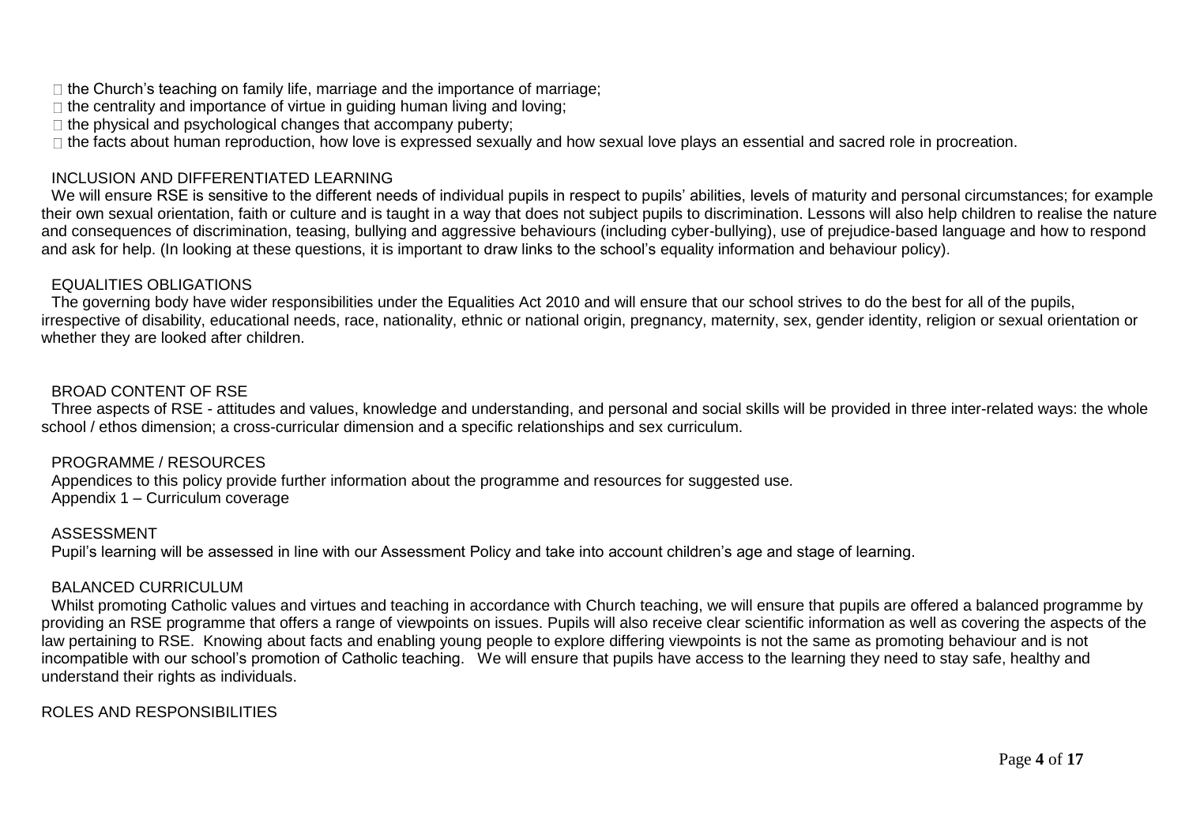- the Church's teaching on family life, marriage and the importance of marriage;
- the centrality and importance of virtue in guiding human living and loving;
- the physical and psychological changes that accompany puberty;
- the facts about human reproduction, how love is expressed sexually and how sexual love plays an essential and sacred role in procreation.

## INCLUSION AND DIFFERENTIATED LEARNING

We will ensure RSE is sensitive to the different needs of individual pupils in respect to pupils' abilities, levels of maturity and personal circumstances; for example their own sexual orientation, faith or culture and is taught in a way that does not subject pupils to discrimination. Lessons will also help children to realise the nature and consequences of discrimination, teasing, bullying and aggressive behaviours (including cyber-bullying), use of prejudice-based language and how to respond and ask for help. (In looking at these questions, it is important to draw links to the school's equality information and behaviour policy).

## EQUALITIES OBLIGATIONS

The governing body have wider responsibilities under the Equalities Act 2010 and will ensure that our school strives to do the best for all of the pupils, irrespective of disability, educational needs, race, nationality, ethnic or national origin, pregnancy, maternity, sex, gender identity, religion or sexual orientation or whether they are looked after children.

## BROAD CONTENT OF RSE

Three aspects of RSE - attitudes and values, knowledge and understanding, and personal and social skills will be provided in three inter-related ways: the whole school / ethos dimension; a cross-curricular dimension and a specific relationships and sex curriculum.

## PROGRAMME / RESOURCES

Appendices to this policy provide further information about the programme and resources for suggested use.
Appendix 1 – Curriculum coverage

## ASSESSMENT

Pupil's learning will be assessed in line with our Assessment Policy and take into account children's age and stage of learning.

## BALANCED CURRICULUM

Whilst promoting Catholic values and virtues and teaching in accordance with Church teaching, we will ensure that pupils are offered a balanced programme by providing an RSE programme that offers a range of viewpoints on issues. Pupils will also receive clear scientific information as well as covering the aspects of the law pertaining to RSE. Knowing about facts and enabling young people to explore differing viewpoints is not the same as promoting behaviour and is not incompatible with our school's promotion of Catholic teaching. We will ensure that pupils have access to the learning they need to stay safe, healthy and understand their rights as individuals.

## ROLES AND RESPONSIBILITIES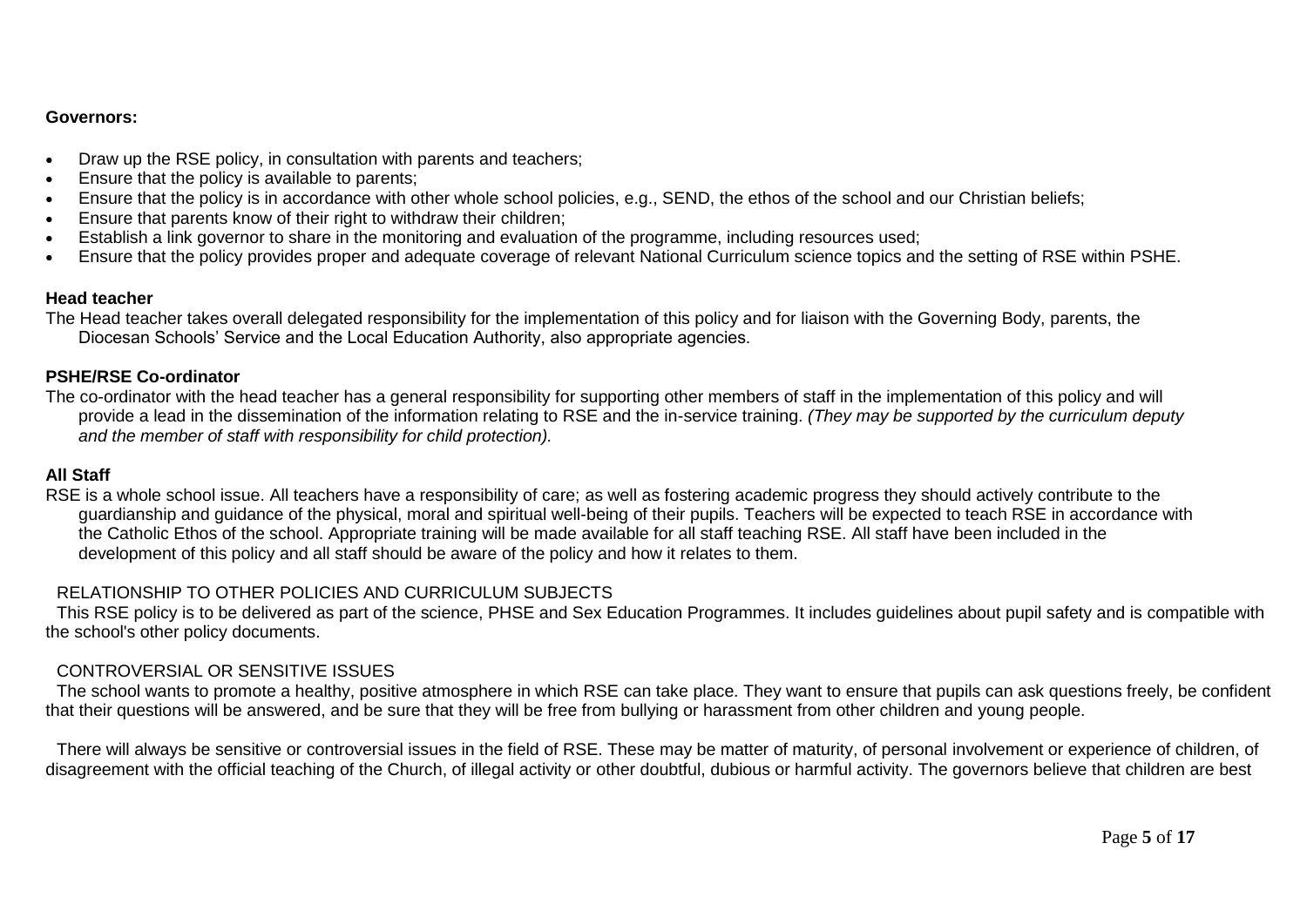**Governors:**

- Draw up the RSE policy, in consultation with parents and teachers;
- Ensure that the policy is available to parents;
- Ensure that the policy is in accordance with other whole school policies, e.g., SEND, the ethos of the school and our Christian beliefs;
- Ensure that parents know of their right to withdraw their children;
- Establish a link governor to share in the monitoring and evaluation of the programme, including resources used;
- Ensure that the policy provides proper and adequate coverage of relevant National Curriculum science topics and the setting of RSE within PSHE.

**Head teacher**

The Head teacher takes overall delegated responsibility for the implementation of this policy and for liaison with the Governing Body, parents, the Diocesan Schools' Service and the Local Education Authority, also appropriate agencies.

**PSHE/RSE Co-ordinator**

The co-ordinator with the head teacher has a general responsibility for supporting other members of staff in the implementation of this policy and will provide a lead in the dissemination of the information relating to RSE and the in-service training. *(They may be supported by the curriculum deputy and the member of staff with responsibility for child protection).*

**All Staff**

RSE is a whole school issue. All teachers have a responsibility of care; as well as fostering academic progress they should actively contribute to the guardianship and guidance of the physical, moral and spiritual well-being of their pupils. Teachers will be expected to teach RSE in accordance with the Catholic Ethos of the school. Appropriate training will be made available for all staff teaching RSE. All staff have been included in the development of this policy and all staff should be aware of the policy and how it relates to them.

RELATIONSHIP TO OTHER POLICIES AND CURRICULUM SUBJECTS

This RSE policy is to be delivered as part of the science, PHSE and Sex Education Programmes. It includes guidelines about pupil safety and is compatible with the school's other policy documents.

CONTROVERSIAL OR SENSITIVE ISSUES

The school wants to promote a healthy, positive atmosphere in which RSE can take place. They want to ensure that pupils can ask questions freely, be confident that their questions will be answered, and be sure that they will be free from bullying or harassment from other children and young people.

There will always be sensitive or controversial issues in the field of RSE. These may be matter of maturity, of personal involvement or experience of children, of disagreement with the official teaching of the Church, of illegal activity or other doubtful, dubious or harmful activity. The governors believe that children are best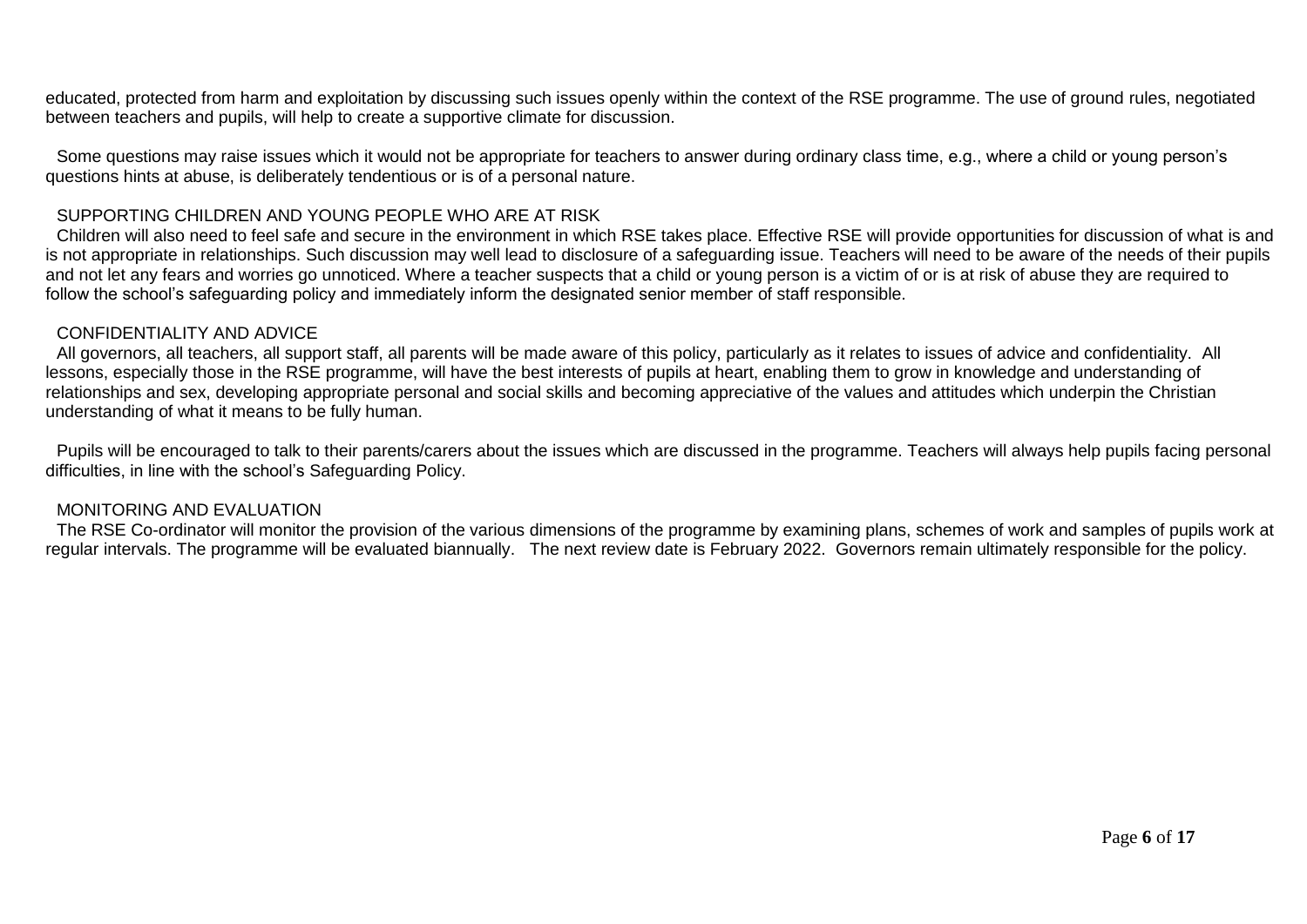educated, protected from harm and exploitation by discussing such issues openly within the context of the RSE programme. The use of ground rules, negotiated between teachers and pupils, will help to create a supportive climate for discussion.

Some questions may raise issues which it would not be appropriate for teachers to answer during ordinary class time, e.g., where a child or young person's questions hints at abuse, is deliberately tendentious or is of a personal nature.

## SUPPORTING CHILDREN AND YOUNG PEOPLE WHO ARE AT RISK

Children will also need to feel safe and secure in the environment in which RSE takes place. Effective RSE will provide opportunities for discussion of what is and is not appropriate in relationships. Such discussion may well lead to disclosure of a safeguarding issue. Teachers will need to be aware of the needs of their pupils and not let any fears and worries go unnoticed. Where a teacher suspects that a child or young person is a victim of or is at risk of abuse they are required to follow the school's safeguarding policy and immediately inform the designated senior member of staff responsible.

## CONFIDENTIALITY AND ADVICE

All governors, all teachers, all support staff, all parents will be made aware of this policy, particularly as it relates to issues of advice and confidentiality. All lessons, especially those in the RSE programme, will have the best interests of pupils at heart, enabling them to grow in knowledge and understanding of relationships and sex, developing appropriate personal and social skills and becoming appreciative of the values and attitudes which underpin the Christian understanding of what it means to be fully human.

Pupils will be encouraged to talk to their parents/carers about the issues which are discussed in the programme. Teachers will always help pupils facing personal difficulties, in line with the school's Safeguarding Policy.

## MONITORING AND EVALUATION

The RSE Co-ordinator will monitor the provision of the various dimensions of the programme by examining plans, schemes of work and samples of pupils work at regular intervals. The programme will be evaluated biannually. The next review date is February 2022. Governors remain ultimately responsible for the policy.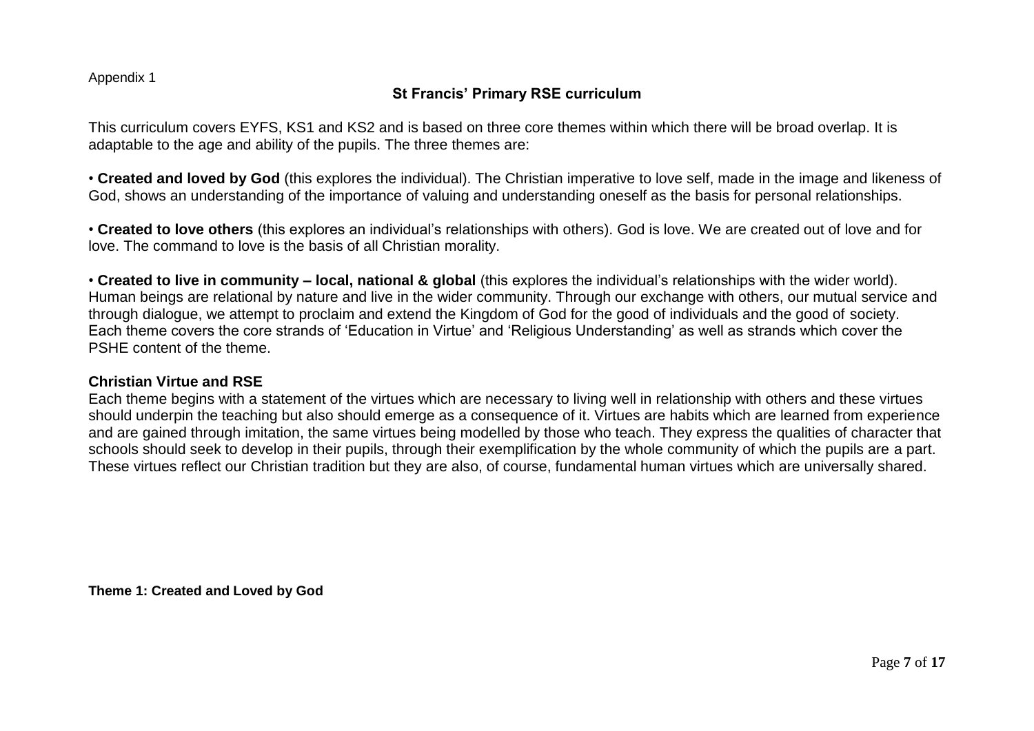Appendix 1

## St Francis' Primary RSE curriculum

This curriculum covers EYFS, KS1 and KS2 and is based on three core themes within which there will be broad overlap. It is adaptable to the age and ability of the pupils. The three themes are:

• **Created and loved by God** (this explores the individual). The Christian imperative to love self, made in the image and likeness of God, shows an understanding of the importance of valuing and understanding oneself as the basis for personal relationships.

• **Created to love others** (this explores an individual's relationships with others). God is love. We are created out of love and for love. The command to love is the basis of all Christian morality.

• **Created to live in community – local, national & global** (this explores the individual's relationships with the wider world). Human beings are relational by nature and live in the wider community. Through our exchange with others, our mutual service and through dialogue, we attempt to proclaim and extend the Kingdom of God for the good of individuals and the good of society. Each theme covers the core strands of 'Education in Virtue' and 'Religious Understanding' as well as strands which cover the PSHE content of the theme.

### Christian Virtue and RSE

Each theme begins with a statement of the virtues which are necessary to living well in relationship with others and these virtues should underpin the teaching but also should emerge as a consequence of it. Virtues are habits which are learned from experience and are gained through imitation, the same virtues being modelled by those who teach. They express the qualities of character that schools should seek to develop in their pupils, through their exemplification by the whole community of which the pupils are a part. These virtues reflect our Christian tradition but they are also, of course, fundamental human virtues which are universally shared.

**Theme 1: Created and Loved by God**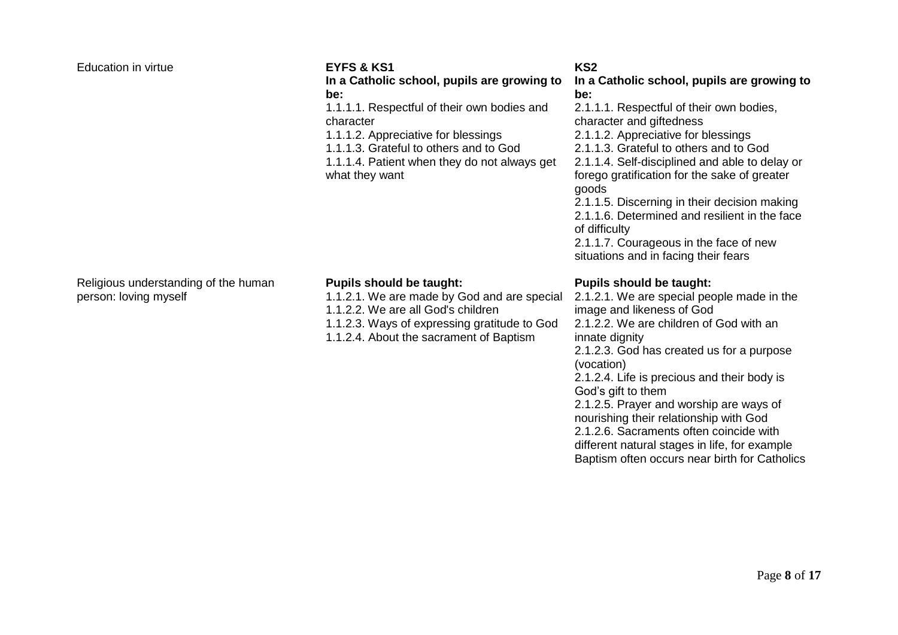| | EYFS & KS1 | KS2 |
|---|---|---|
| Education in virtue | **In a Catholic school, pupils are growing to be:**<br>1.1.1.1. Respectful of their own bodies and character<br>1.1.1.2. Appreciative for blessings<br>1.1.1.3. Grateful to others and to God<br>1.1.1.4. Patient when they do not always get what they want | **In a Catholic school, pupils are growing to be:**<br>2.1.1.1. Respectful of their own bodies, character and giftedness<br>2.1.1.2. Appreciative for blessings<br>2.1.1.3. Grateful to others and to God<br>2.1.1.4. Self-disciplined and able to delay or forego gratification for the sake of greater goods<br>2.1.1.5. Discerning in their decision making<br>2.1.1.6. Determined and resilient in the face of difficulty<br>2.1.1.7. Courageous in the face of new situations and in facing their fears |
| Religious understanding of the human person: loving myself | **Pupils should be taught:**<br>1.1.2.1. We are made by God and are special<br>1.1.2.2. We are all God's children<br>1.1.2.3. Ways of expressing gratitude to God<br>1.1.2.4. About the sacrament of Baptism | **Pupils should be taught:**<br>2.1.2.1. We are special people made in the image and likeness of God<br>2.1.2.2. We are children of God with an innate dignity<br>2.1.2.3. God has created us for a purpose (vocation)<br>2.1.2.4. Life is precious and their body is God's gift to them<br>2.1.2.5. Prayer and worship are ways of nourishing their relationship with God<br>2.1.2.6. Sacraments often coincide with different natural stages in life, for example Baptism often occurs near birth for Catholics |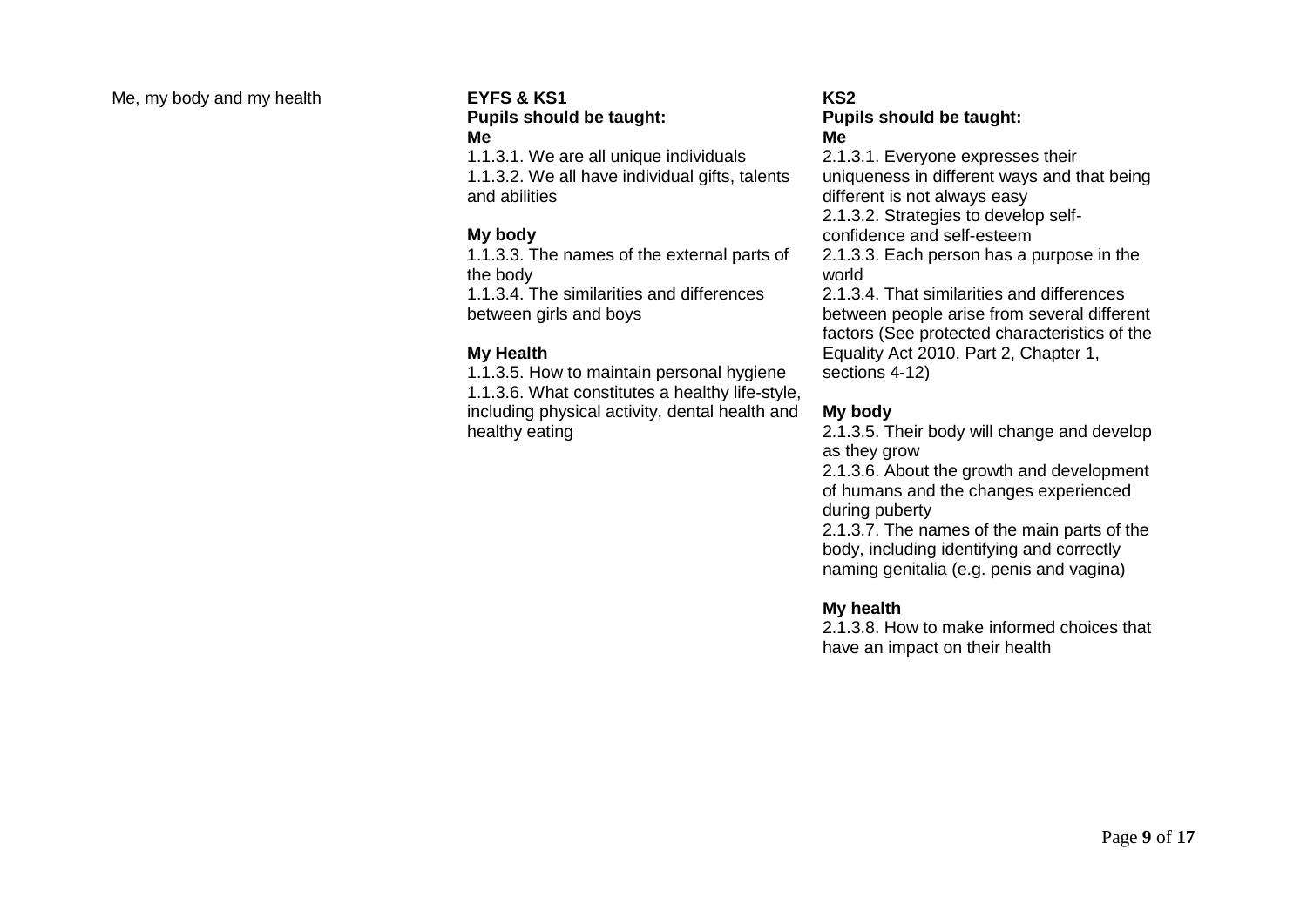| Me, my body and my health | **EYFS & KS1**<br>**Pupils should be taught:**<br>**Me**<br>1.1.3.1. We are all unique individuals<br>1.1.3.2. We all have individual gifts, talents and abilities<br><br>**My body**<br>1.1.3.3. The names of the external parts of the body<br>1.1.3.4. The similarities and differences between girls and boys<br><br>**My Health**<br>1.1.3.5. How to maintain personal hygiene<br>1.1.3.6. What constitutes a healthy life-style, including physical activity, dental health and healthy eating | **KS2**<br>**Pupils should be taught:**<br>**Me**<br>2.1.3.1. Everyone expresses their uniqueness in different ways and that being different is not always easy<br>2.1.3.2. Strategies to develop self-confidence and self-esteem<br>2.1.3.3. Each person has a purpose in the world<br>2.1.3.4. That similarities and differences between people arise from several different factors (See protected characteristics of the Equality Act 2010, Part 2, Chapter 1, sections 4-12)<br><br>**My body**<br>2.1.3.5. Their body will change and develop as they grow<br>2.1.3.6. About the growth and development of humans and the changes experienced during puberty<br>2.1.3.7. The names of the main parts of the body, including identifying and correctly naming genitalia (e.g. penis and vagina)<br><br>**My health**<br>2.1.3.8. How to make informed choices that have an impact on their health |
|---|---|---|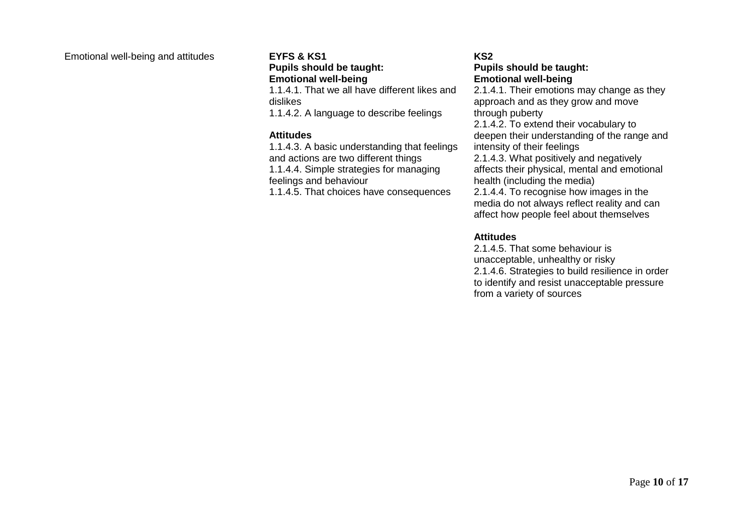| | EYFS & KS1 | KS2 |
|---|---|---|
| Emotional well-being and attitudes | **Pupils should be taught:**<br>**Emotional well-being**<br>1.1.4.1. That we all have different likes and dislikes<br>1.1.4.2. A language to describe feelings<br><br>**Attitudes**<br>1.1.4.3. A basic understanding that feelings and actions are two different things<br>1.1.4.4. Simple strategies for managing feelings and behaviour<br>1.1.4.5. That choices have consequences | **Pupils should be taught:**<br>**Emotional well-being**<br>2.1.4.1. Their emotions may change as they approach and as they grow and move through puberty<br>2.1.4.2. To extend their vocabulary to deepen their understanding of the range and intensity of their feelings<br>2.1.4.3. What positively and negatively affects their physical, mental and emotional health (including the media)<br>2.1.4.4. To recognise how images in the media do not always reflect reality and can affect how people feel about themselves<br><br>**Attitudes**<br>2.1.4.5. That some behaviour is unacceptable, unhealthy or risky<br>2.1.4.6. Strategies to build resilience in order to identify and resist unacceptable pressure from a variety of sources |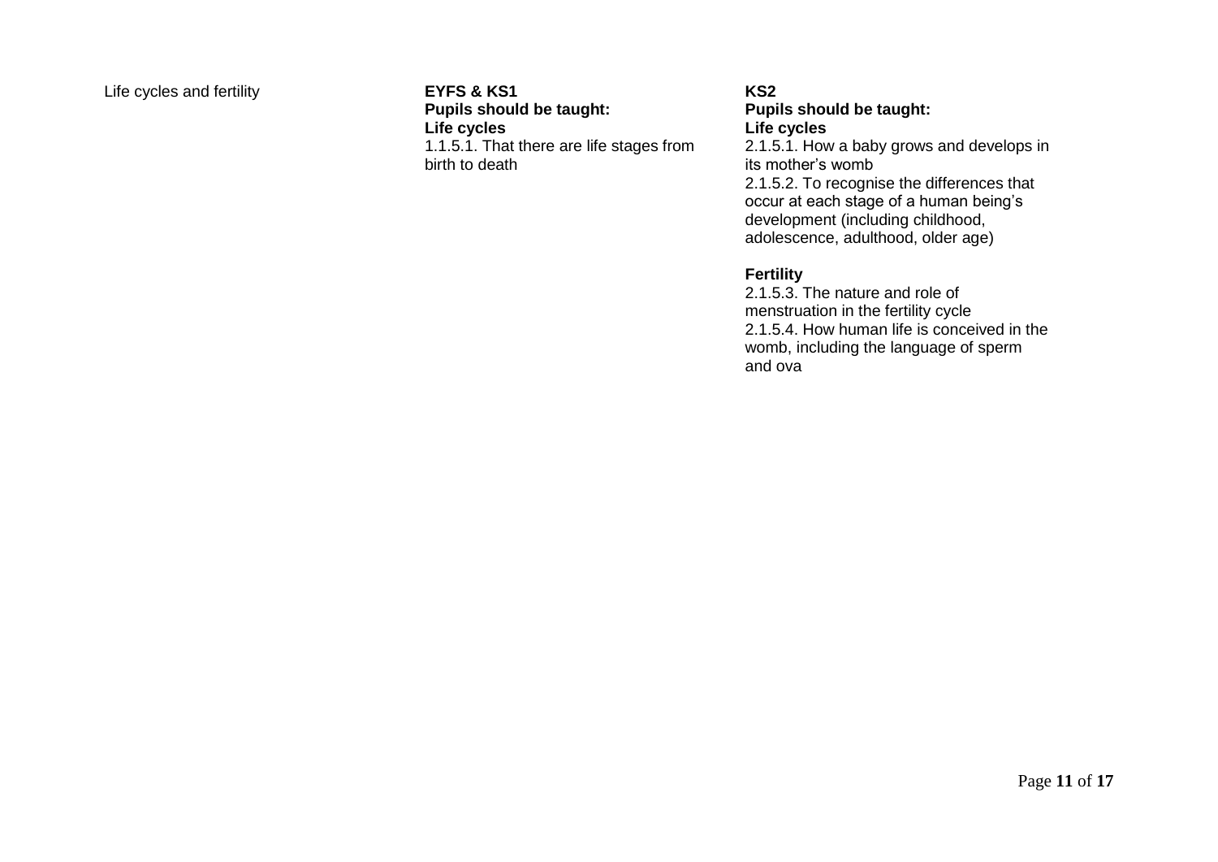| | | |
|---|---|---|
| Life cycles and fertility | **EYFS & KS1**<br>**Pupils should be taught:**<br>**Life cycles**<br>1.1.5.1. That there are life stages from birth to death | **KS2**<br>**Pupils should be taught:**<br>**Life cycles**<br>2.1.5.1. How a baby grows and develops in its mother's womb<br>2.1.5.2. To recognise the differences that occur at each stage of a human being's development (including childhood, adolescence, adulthood, older age)<br><br>**Fertility**<br>2.1.5.3. The nature and role of menstruation in the fertility cycle<br>2.1.5.4. How human life is conceived in the womb, including the language of sperm and ova |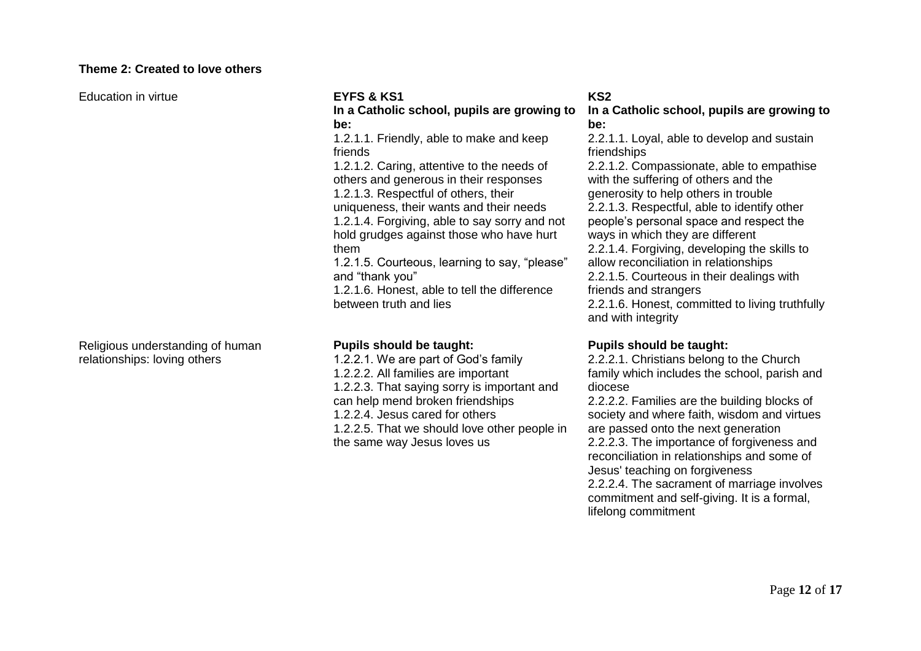**Theme 2: Created to love others**

| | EYFS & KS1 | KS2 |
|---|---|---|
| Education in virtue | **In a Catholic school, pupils are growing to be:**<br>1.2.1.1. Friendly, able to make and keep friends<br>1.2.1.2. Caring, attentive to the needs of others and generous in their responses<br>1.2.1.3. Respectful of others, their uniqueness, their wants and their needs<br>1.2.1.4. Forgiving, able to say sorry and not hold grudges against those who have hurt them<br>1.2.1.5. Courteous, learning to say, "please" and "thank you"<br>1.2.1.6. Honest, able to tell the difference between truth and lies | **In a Catholic school, pupils are growing to be:**<br>2.2.1.1. Loyal, able to develop and sustain friendships<br>2.2.1.2. Compassionate, able to empathise with the suffering of others and the generosity to help others in trouble<br>2.2.1.3. Respectful, able to identify other people's personal space and respect the ways in which they are different<br>2.2.1.4. Forgiving, developing the skills to allow reconciliation in relationships<br>2.2.1.5. Courteous in their dealings with friends and strangers<br>2.2.1.6. Honest, committed to living truthfully and with integrity |
| Religious understanding of human relationships: loving others | **Pupils should be taught:**<br>1.2.2.1. We are part of God's family<br>1.2.2.2. All families are important<br>1.2.2.3. That saying sorry is important and can help mend broken friendships<br>1.2.2.4. Jesus cared for others<br>1.2.2.5. That we should love other people in the same way Jesus loves us | **Pupils should be taught:**<br>2.2.2.1. Christians belong to the Church family which includes the school, parish and diocese<br>2.2.2.2. Families are the building blocks of society and where faith, wisdom and virtues are passed onto the next generation<br>2.2.2.3. The importance of forgiveness and reconciliation in relationships and some of Jesus' teaching on forgiveness<br>2.2.2.4. The sacrament of marriage involves commitment and self-giving. It is a formal, lifelong commitment |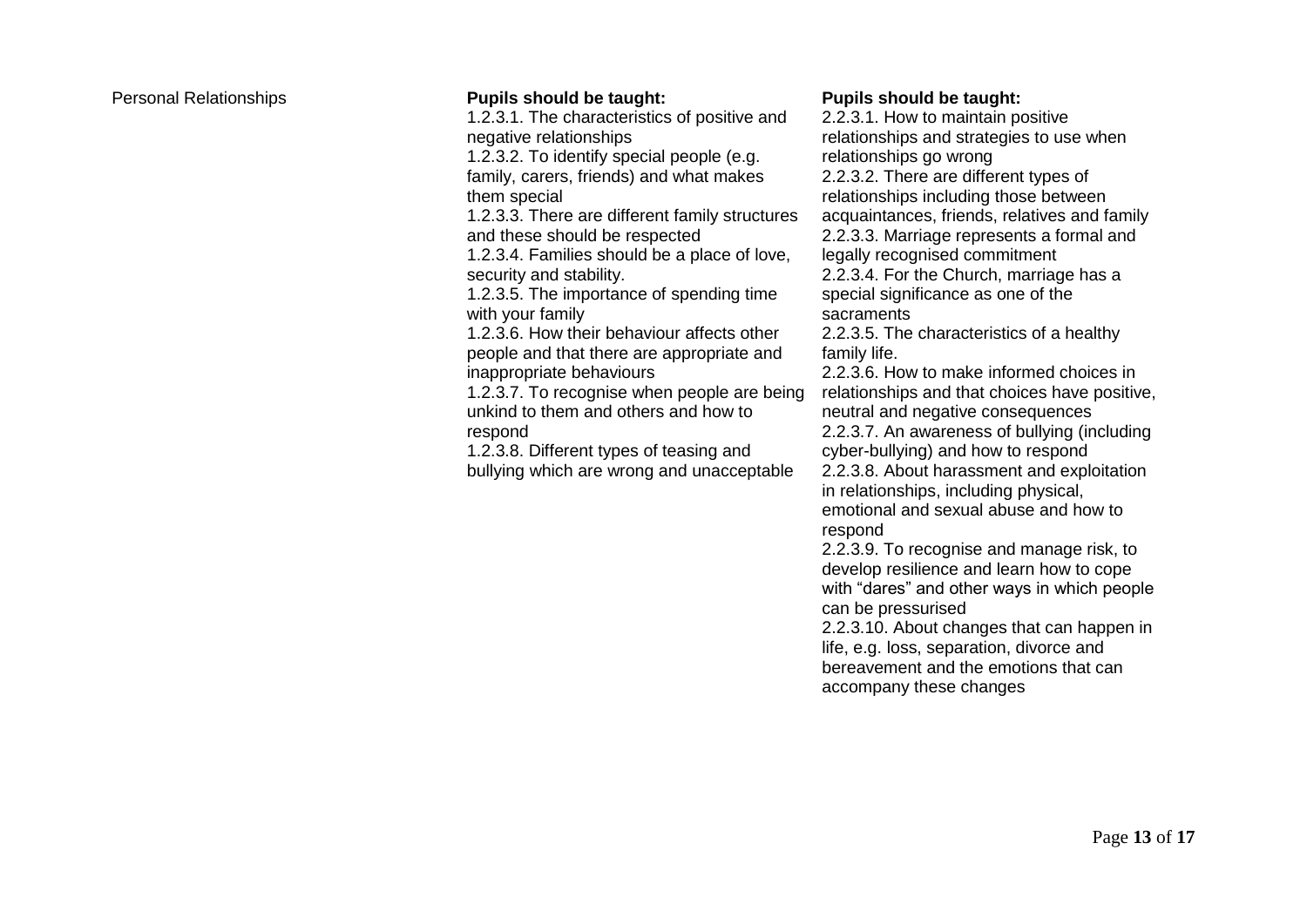| Personal Relationships | **Pupils should be taught:** | **Pupils should be taught:** |
| --- | --- | --- |
| | 1.2.3.1. The characteristics of positive and negative relationships<br>1.2.3.2. To identify special people (e.g. family, carers, friends) and what makes them special<br>1.2.3.3. There are different family structures and these should be respected<br>1.2.3.4. Families should be a place of love, security and stability.<br>1.2.3.5. The importance of spending time with your family<br>1.2.3.6. How their behaviour affects other people and that there are appropriate and inappropriate behaviours<br>1.2.3.7. To recognise when people are being unkind to them and others and how to respond<br>1.2.3.8. Different types of teasing and bullying which are wrong and unacceptable | 2.2.3.1. How to maintain positive relationships and strategies to use when relationships go wrong<br>2.2.3.2. There are different types of relationships including those between acquaintances, friends, relatives and family<br>2.2.3.3. Marriage represents a formal and legally recognised commitment<br>2.2.3.4. For the Church, marriage has a special significance as one of the sacraments<br>2.2.3.5. The characteristics of a healthy family life.<br>2.2.3.6. How to make informed choices in relationships and that choices have positive, neutral and negative consequences<br>2.2.3.7. An awareness of bullying (including cyber-bullying) and how to respond<br>2.2.3.8. About harassment and exploitation in relationships, including physical, emotional and sexual abuse and how to respond<br>2.2.3.9. To recognise and manage risk, to develop resilience and learn how to cope with "dares" and other ways in which people can be pressurised<br>2.2.3.10. About changes that can happen in life, e.g. loss, separation, divorce and bereavement and the emotions that can accompany these changes |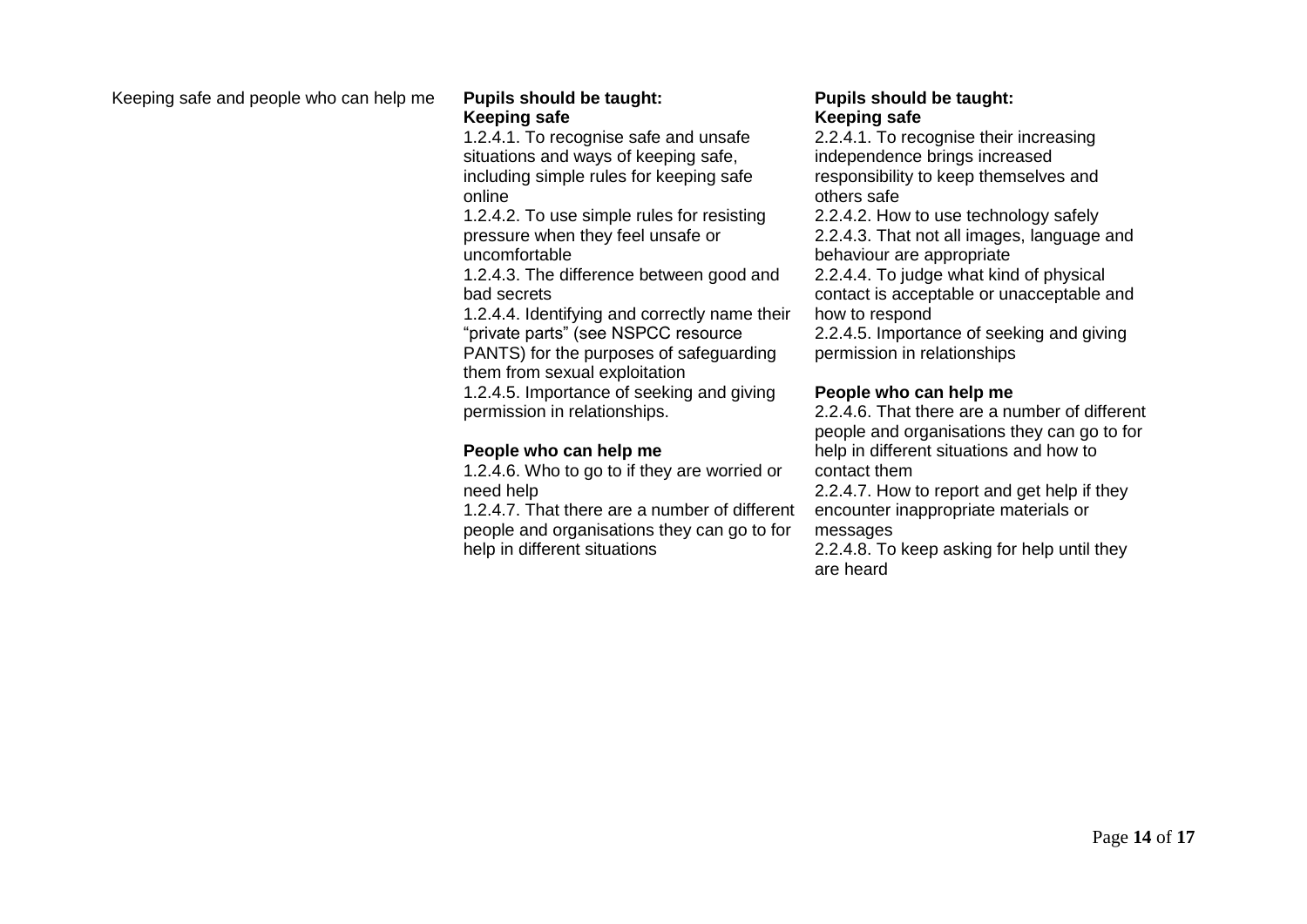| Keeping safe and people who can help me | **Pupils should be taught:**<br>**Keeping safe**<br>1.2.4.1. To recognise safe and unsafe situations and ways of keeping safe, including simple rules for keeping safe online<br>1.2.4.2. To use simple rules for resisting pressure when they feel unsafe or uncomfortable<br>1.2.4.3. The difference between good and bad secrets<br>1.2.4.4. Identifying and correctly name their "private parts" (see NSPCC resource PANTS) for the purposes of safeguarding them from sexual exploitation<br>1.2.4.5. Importance of seeking and giving permission in relationships.<br><br>**People who can help me**<br>1.2.4.6. Who to go to if they are worried or need help<br>1.2.4.7. That there are a number of different people and organisations they can go to for help in different situations | **Pupils should be taught:**<br>**Keeping safe**<br>2.2.4.1. To recognise their increasing independence brings increased responsibility to keep themselves and others safe<br>2.2.4.2. How to use technology safely<br>2.2.4.3. That not all images, language and behaviour are appropriate<br>2.2.4.4. To judge what kind of physical contact is acceptable or unacceptable and how to respond<br>2.2.4.5. Importance of seeking and giving permission in relationships<br><br>**People who can help me**<br>2.2.4.6. That there are a number of different people and organisations they can go to for help in different situations and how to contact them<br>2.2.4.7. How to report and get help if they encounter inappropriate materials or messages<br>2.2.4.8. To keep asking for help until they are heard |
|---|---|---|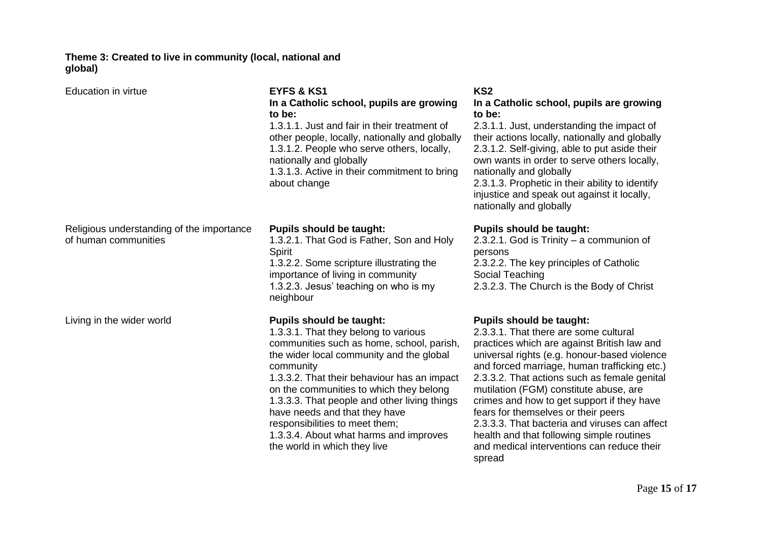**Theme 3: Created to live in community (local, national and global)**

| | EYFS & KS1 | KS2 |
|---|---|---|
| Education in virtue | **In a Catholic school, pupils are growing to be:**<br>1.3.1.1. Just and fair in their treatment of other people, locally, nationally and globally<br>1.3.1.2. People who serve others, locally, nationally and globally<br>1.3.1.3. Active in their commitment to bring about change | **In a Catholic school, pupils are growing to be:**<br>2.3.1.1. Just, understanding the impact of their actions locally, nationally and globally<br>2.3.1.2. Self-giving, able to put aside their own wants in order to serve others locally, nationally and globally<br>2.3.1.3. Prophetic in their ability to identify injustice and speak out against it locally, nationally and globally |
| Religious understanding of the importance of human communities | **Pupils should be taught:**<br>1.3.2.1. That God is Father, Son and Holy Spirit<br>1.3.2.2. Some scripture illustrating the importance of living in community<br>1.3.2.3. Jesus' teaching on who is my neighbour | **Pupils should be taught:**<br>2.3.2.1. God is Trinity – a communion of persons<br>2.3.2.2. The key principles of Catholic Social Teaching<br>2.3.2.3. The Church is the Body of Christ |
| Living in the wider world | **Pupils should be taught:**<br>1.3.3.1. That they belong to various communities such as home, school, parish, the wider local community and the global community<br>1.3.3.2. That their behaviour has an impact on the communities to which they belong<br>1.3.3.3. That people and other living things have needs and that they have responsibilities to meet them;<br>1.3.3.4. About what harms and improves the world in which they live | **Pupils should be taught:**<br>2.3.3.1. That there are some cultural practices which are against British law and universal rights (e.g. honour-based violence and forced marriage, human trafficking etc.)<br>2.3.3.2. That actions such as female genital mutilation (FGM) constitute abuse, are crimes and how to get support if they have fears for themselves or their peers<br>2.3.3.3. That bacteria and viruses can affect health and that following simple routines and medical interventions can reduce their spread |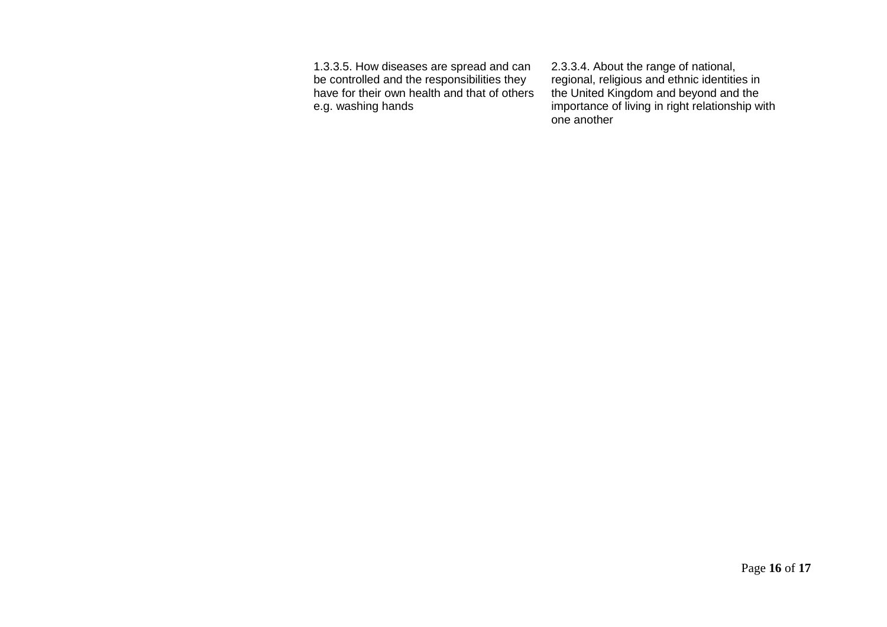| | | |
|---|---|---|
| | 1.3.3.5. How diseases are spread and can be controlled and the responsibilities they have for their own health and that of others e.g. washing hands | 2.3.3.4. About the range of national, regional, religious and ethnic identities in the United Kingdom and beyond and the importance of living in right relationship with one another |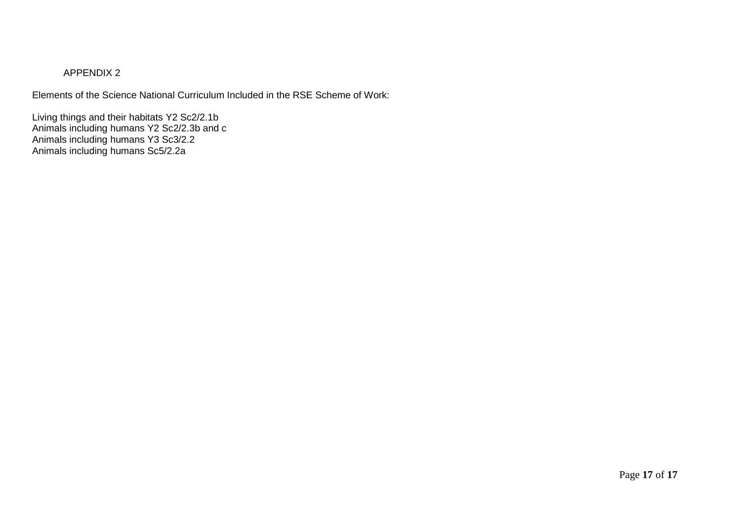APPENDIX 2

Elements of the Science National Curriculum Included in the RSE Scheme of Work:

Living things and their habitats Y2 Sc2/2.1b
Animals including humans Y2 Sc2/2.3b and c
Animals including humans Y3 Sc3/2.2
Animals including humans Sc5/2.2a